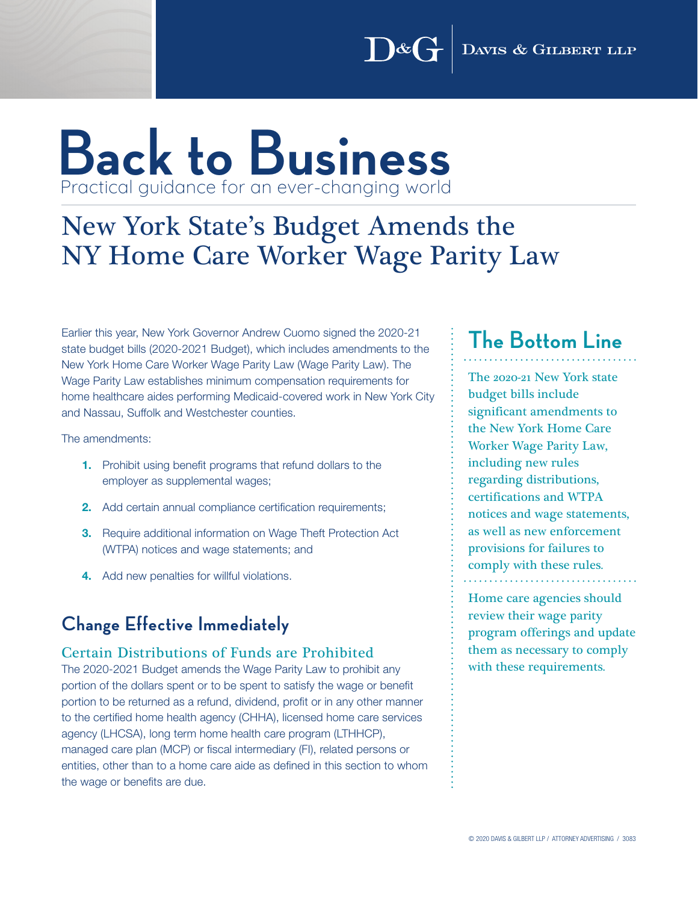# Back to Business

Practical guidance for an ever-changing world

## New York State's Budget Amends the NY Home Care Worker Wage Parity Law

Earlier this year, New York Governor Andrew Cuomo signed the 2020-21 state budget bills (2020-2021 Budget), which includes amendments to the New York Home Care Worker Wage Parity Law (Wage Parity Law). The Wage Parity Law establishes minimum compensation requirements for home healthcare aides performing Medicaid-covered work in New York City and Nassau, Suffolk and Westchester counties.

The amendments:

1. Prohibit using benefit programs that refund dollars to the employer as supplemental wages;
2. Add certain annual compliance certification requirements;
3. Require additional information on Wage Theft Protection Act (WTPA) notices and wage statements; and
4. Add new penalties for willful violations.

### Change Effective Immediately

#### Certain Distributions of Funds are Prohibited

The 2020-2021 Budget amends the Wage Parity Law to prohibit any portion of the dollars spent or to be spent to satisfy the wage or benefit portion to be returned as a refund, dividend, profit or in any other manner to the certified home health agency (CHHA), licensed home care services agency (LHCSA), long term home health care program (LTHHCP), managed care plan (MCP) or fiscal intermediary (FI), related persons or entities, other than to a home care aide as defined in this section to whom the wage or benefits are due.

### The Bottom Line

The 2020-21 New York state budget bills include significant amendments to the New York Home Care Worker Wage Parity Law, including new rules regarding distributions, certifications and WTPA notices and wage statements, as well as new enforcement provisions for failures to comply with these rules.

Home care agencies should review their wage parity program offerings and update them as necessary to comply with these requirements.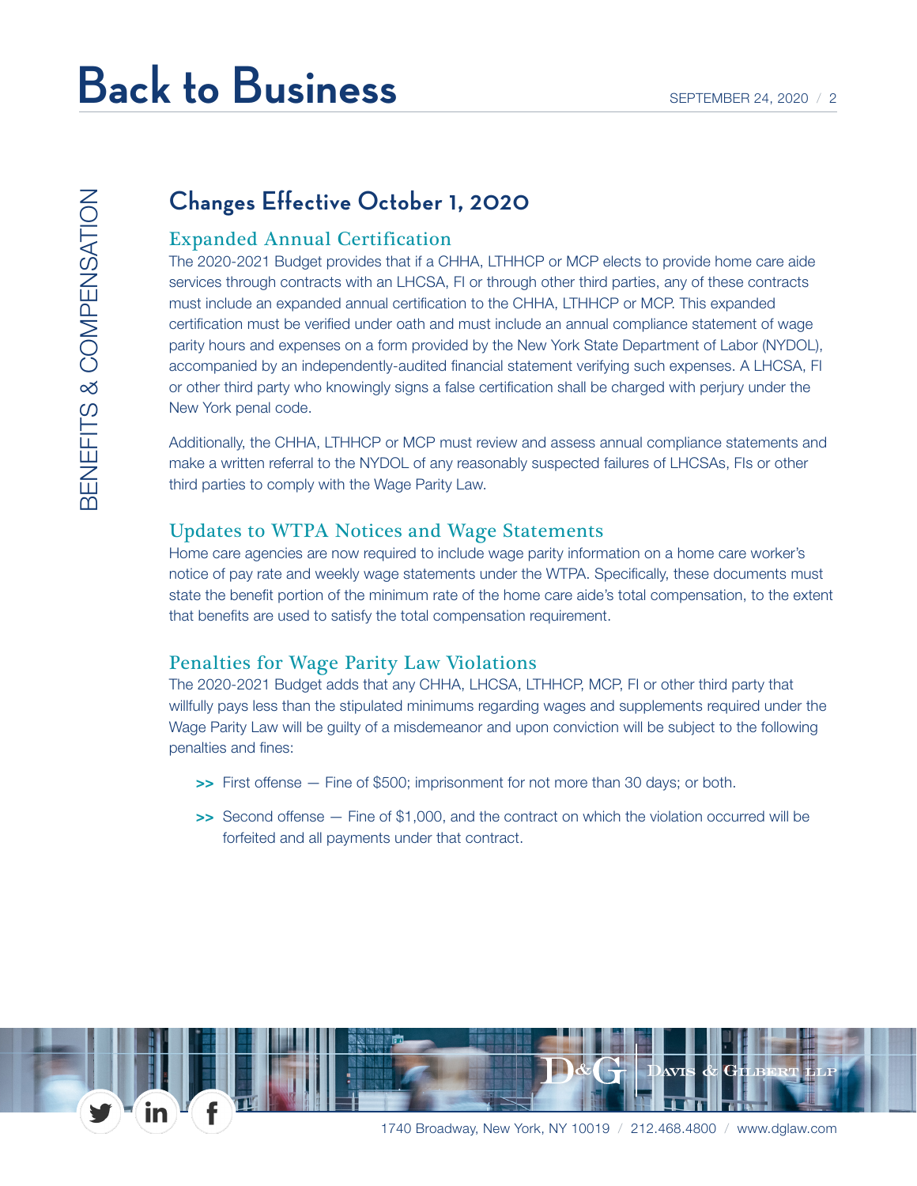## Changes Effective October 1, 2020

### Expanded Annual Certification

The 2020-2021 Budget provides that if a CHHA, LTHHCP or MCP elects to provide home care aide services through contracts with an LHCSA, FI or through other third parties, any of these contracts must include an expanded annual certification to the CHHA, LTHHCP or MCP. This expanded certification must be verified under oath and must include an annual compliance statement of wage parity hours and expenses on a form provided by the New York State Department of Labor (NYDOL), accompanied by an independently-audited financial statement verifying such expenses. A LHCSA, FI or other third party who knowingly signs a false certification shall be charged with perjury under the New York penal code.

Additionally, the CHHA, LTHHCP or MCP must review and assess annual compliance statements and make a written referral to the NYDOL of any reasonably suspected failures of LHCSAs, FIs or other third parties to comply with the Wage Parity Law.

### Updates to WTPA Notices and Wage Statements

Home care agencies are now required to include wage parity information on a home care worker's notice of pay rate and weekly wage statements under the WTPA. Specifically, these documents must state the benefit portion of the minimum rate of the home care aide's total compensation, to the extent that benefits are used to satisfy the total compensation requirement.

### Penalties for Wage Parity Law Violations

The 2020-2021 Budget adds that any CHHA, LHCSA, LTHHCP, MCP, FI or other third party that willfully pays less than the stipulated minimums regarding wages and supplements required under the Wage Parity Law will be guilty of a misdemeanor and upon conviction will be subject to the following penalties and fines:

- First offense — Fine of $500; imprisonment for not more than 30 days; or both.
- Second offense — Fine of $1,000, and the contract on which the violation occurred will be forfeited and all payments under that contract.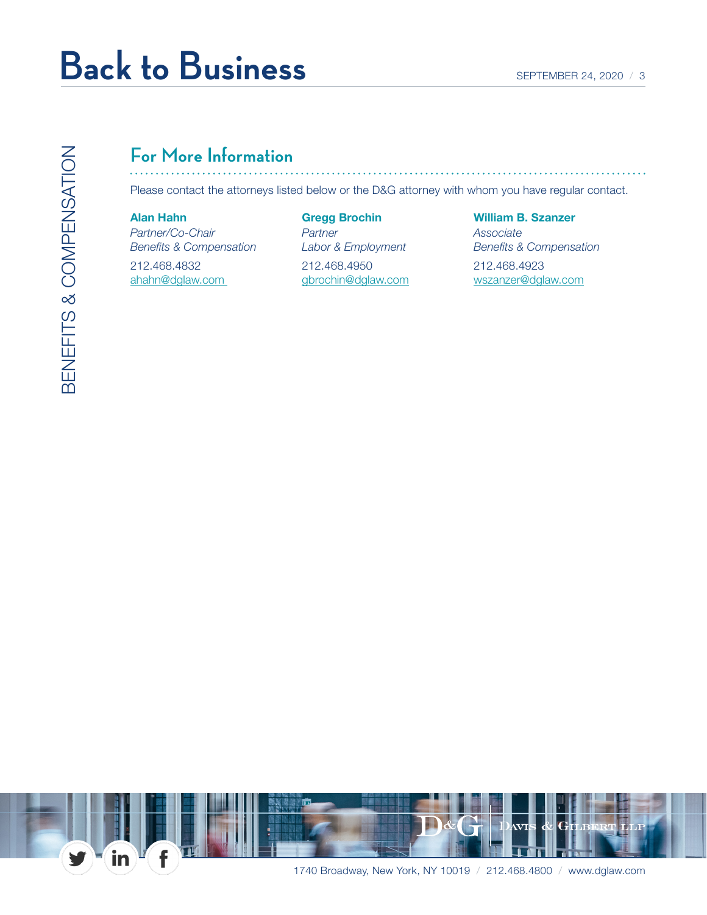## For More Information

Please contact the attorneys listed below or the D&G attorney with whom you have regular contact.

**Alan Hahn**
*Partner/Co-Chair*
*Benefits & Compensation*
212.468.4832
ahahn@dglaw.com

**Gregg Brochin**
*Partner*
*Labor & Employment*
212.468.4950
gbrochin@dglaw.com

**William B. Szanzer**
*Associate*
*Benefits & Compensation*
212.468.4923
wszanzer@dglaw.com

1740 Broadway, New York, NY 10019 / 212.468.4800 / www.dglaw.com